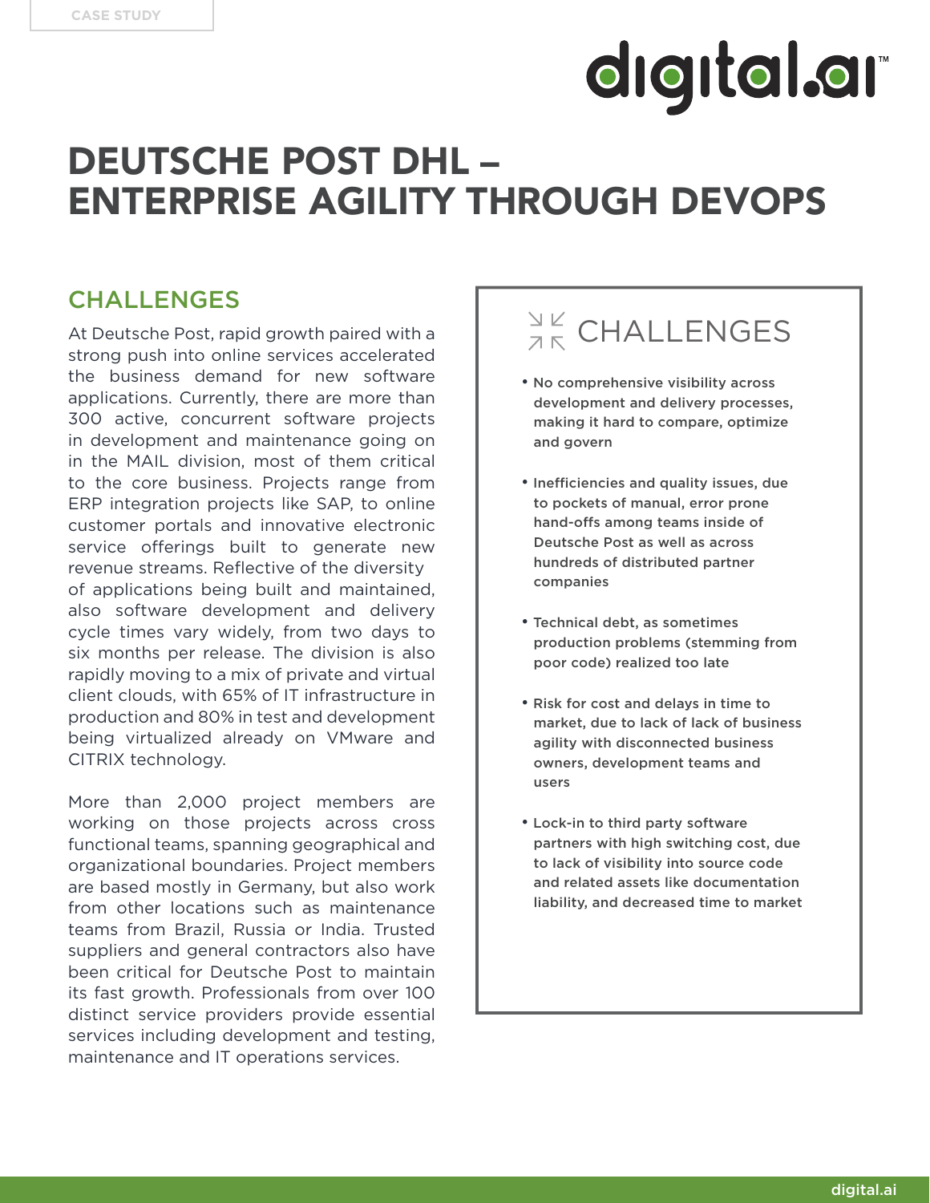CASE STUDY

# DEUTSCHE POST DHL – ENTERPRISE AGILITY THROUGH DEVOPS

## CHALLENGES

At Deutsche Post, rapid growth paired with a strong push into online services accelerated the business demand for new software applications. Currently, there are more than 300 active, concurrent software projects in development and maintenance going on in the MAIL division, most of them critical to the core business. Projects range from ERP integration projects like SAP, to online customer portals and innovative electronic service offerings built to generate new revenue streams. Reflective of the diversity of applications being built and maintained, also software development and delivery cycle times vary widely, from two days to six months per release. The division is also rapidly moving to a mix of private and virtual client clouds, with 65% of IT infrastructure in production and 80% in test and development being virtualized already on VMware and CITRIX technology.

More than 2,000 project members are working on those projects across cross functional teams, spanning geographical and organizational boundaries. Project members are based mostly in Germany, but also work from other locations such as maintenance teams from Brazil, Russia or India. Trusted suppliers and general contractors also have been critical for Deutsche Post to maintain its fast growth. Professionals from over 100 distinct service providers provide essential services including development and testing, maintenance and IT operations services.

### CHALLENGES

- No comprehensive visibility across development and delivery processes, making it hard to compare, optimize and govern
- Inefficiencies and quality issues, due to pockets of manual, error prone hand-offs among teams inside of Deutsche Post as well as across hundreds of distributed partner companies
- Technical debt, as sometimes production problems (stemming from poor code) realized too late
- Risk for cost and delays in time to market, due to lack of lack of business agility with disconnected business owners, development teams and users
- Lock-in to third party software partners with high switching cost, due to lack of visibility into source code and related assets like documentation liability, and decreased time to market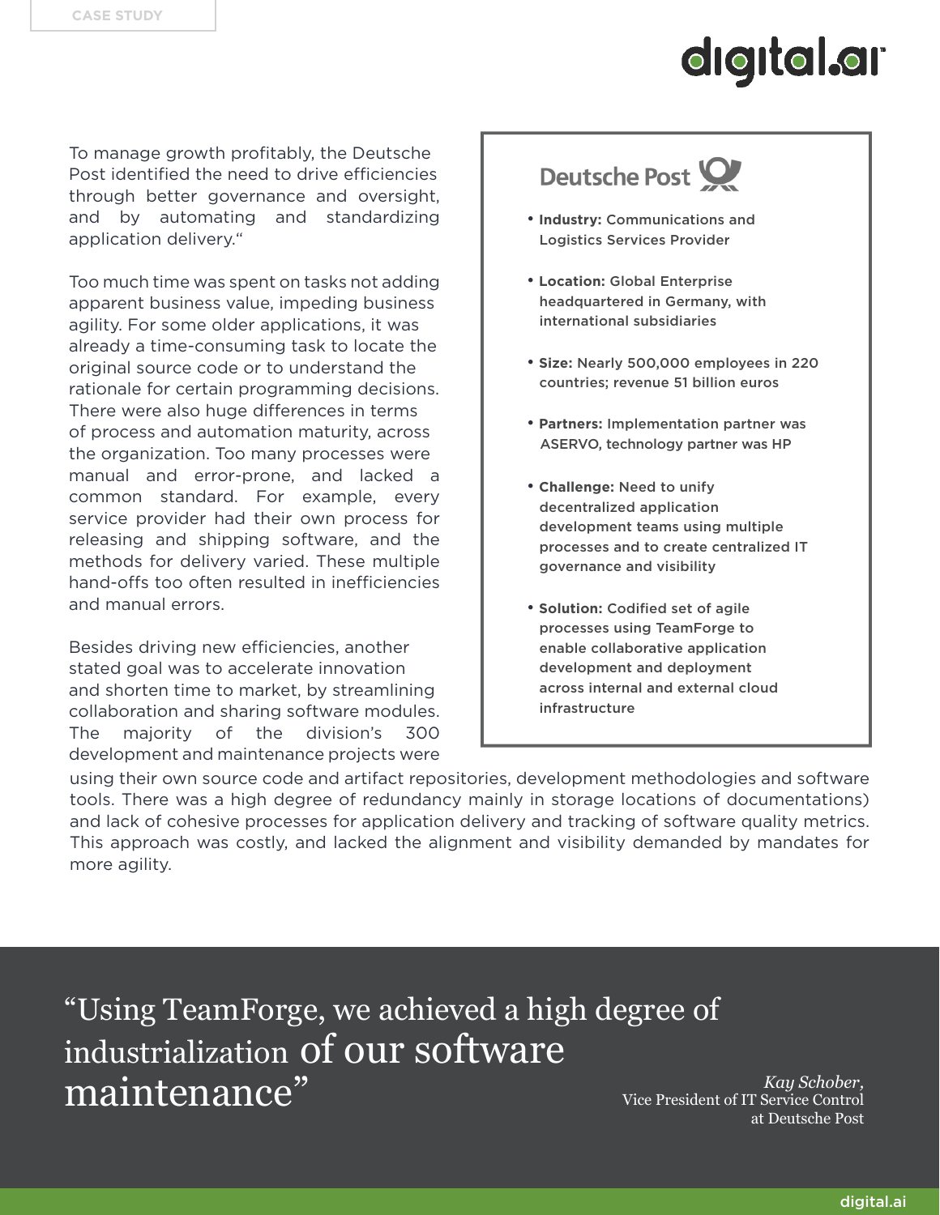To manage growth profitably, the Deutsche Post identified the need to drive efficiencies through better governance and oversight, and by automating and standardizing application delivery.“

Too much time was spent on tasks not adding apparent business value, impeding business agility. For some older applications, it was already a time-consuming task to locate the original source code or to understand the rationale for certain programming decisions. There were also huge differences in terms of process and automation maturity, across the organization. Too many processes were manual and error-prone, and lacked a common standard. For example, every service provider had their own process for releasing and shipping software, and the methods for delivery varied. These multiple hand-offs too often resulted in inefficiencies and manual errors.

Besides driving new efficiencies, another stated goal was to accelerate innovation and shorten time to market, by streamlining collaboration and sharing software modules. The majority of the division's 300 development and maintenance projects were using their own source code and artifact repositories, development methodologies and software tools. There was a high degree of redundancy mainly in storage locations of documentations) and lack of cohesive processes for application delivery and tracking of software quality metrics. This approach was costly, and lacked the alignment and visibility demanded by mandates for more agility.

## Deutsche Post

- **Industry:** Communications and Logistics Services Provider
- **Location:** Global Enterprise headquartered in Germany, with international subsidiaries
- **Size:** Nearly 500,000 employees in 220 countries; revenue 51 billion euros
- **Partners:** Implementation partner was ASERVO, technology partner was HP
- **Challenge:** Need to unify decentralized application development teams using multiple processes and to create centralized IT governance and visibility
- **Solution:** Codified set of agile processes using TeamForge to enable collaborative application development and deployment across internal and external cloud infrastructure

> “Using TeamForge, we achieved a high degree of industrialization of our software maintenance”
>
> *Kay Schober,*
> Vice President of IT Service Control at Deutsche Post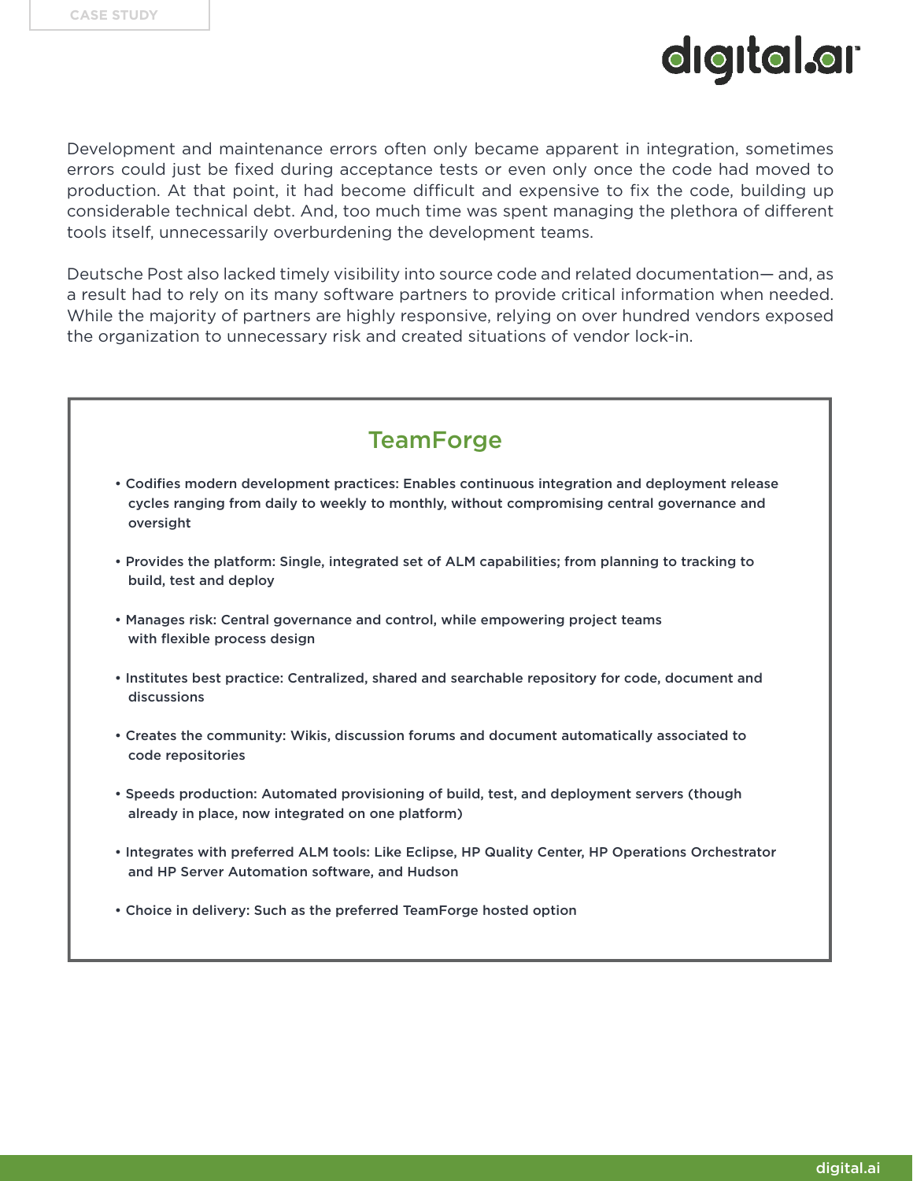Development and maintenance errors often only became apparent in integration, sometimes errors could just be fixed during acceptance tests or even only once the code had moved to production. At that point, it had become difficult and expensive to fix the code, building up considerable technical debt. And, too much time was spent managing the plethora of different tools itself, unnecessarily overburdening the development teams.

Deutsche Post also lacked timely visibility into source code and related documentation— and, as a result had to rely on its many software partners to provide critical information when needed. While the majority of partners are highly responsive, relying on over hundred vendors exposed the organization to unnecessary risk and created situations of vendor lock-in.

## TeamForge

- Codifies modern development practices: Enables continuous integration and deployment release cycles ranging from daily to weekly to monthly, without compromising central governance and oversight
- Provides the platform: Single, integrated set of ALM capabilities; from planning to tracking to build, test and deploy
- Manages risk: Central governance and control, while empowering project teams with flexible process design
- Institutes best practice: Centralized, shared and searchable repository for code, document and discussions
- Creates the community: Wikis, discussion forums and document automatically associated to code repositories
- Speeds production: Automated provisioning of build, test, and deployment servers (though already in place, now integrated on one platform)
- Integrates with preferred ALM tools: Like Eclipse, HP Quality Center, HP Operations Orchestrator and HP Server Automation software, and Hudson
- Choice in delivery: Such as the preferred TeamForge hosted option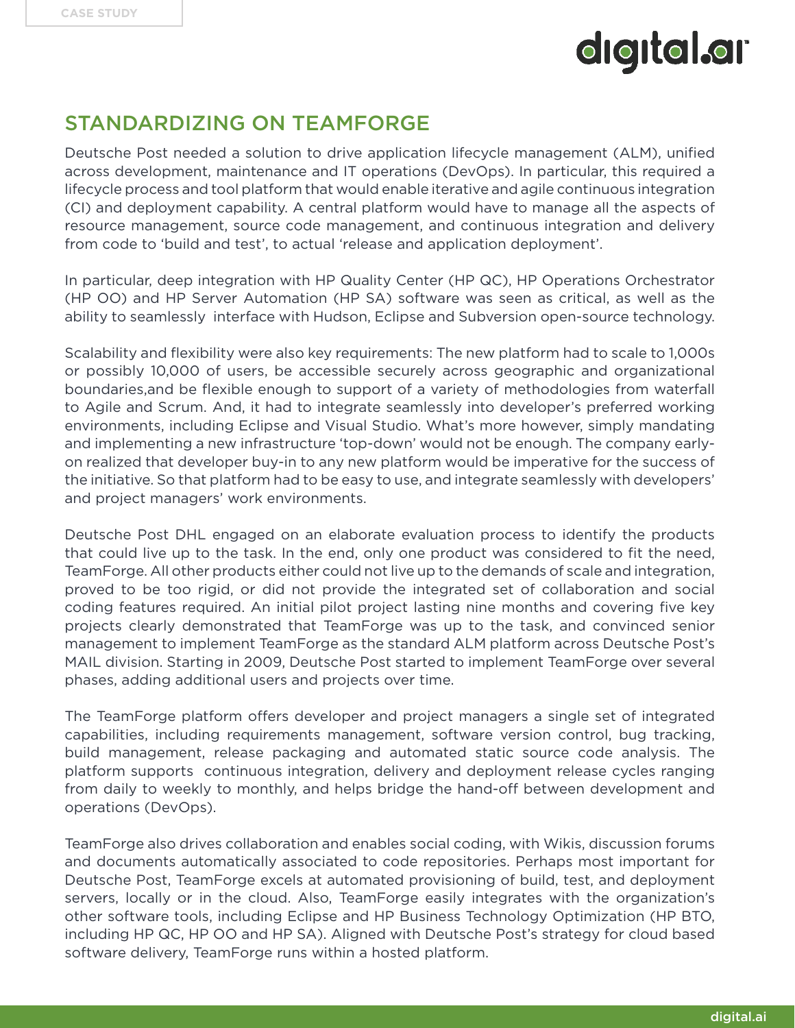## STANDARDIZING ON TEAMFORGE

Deutsche Post needed a solution to drive application lifecycle management (ALM), unified across development, maintenance and IT operations (DevOps). In particular, this required a lifecycle process and tool platform that would enable iterative and agile continuous integration (CI) and deployment capability. A central platform would have to manage all the aspects of resource management, source code management, and continuous integration and delivery from code to 'build and test', to actual 'release and application deployment'.

In particular, deep integration with HP Quality Center (HP QC), HP Operations Orchestrator (HP OO) and HP Server Automation (HP SA) software was seen as critical, as well as the ability to seamlessly interface with Hudson, Eclipse and Subversion open-source technology.

Scalability and flexibility were also key requirements: The new platform had to scale to 1,000s or possibly 10,000 of users, be accessible securely across geographic and organizational boundaries,and be flexible enough to support of a variety of methodologies from waterfall to Agile and Scrum. And, it had to integrate seamlessly into developer's preferred working environments, including Eclipse and Visual Studio. What's more however, simply mandating and implementing a new infrastructure 'top-down' would not be enough. The company early-on realized that developer buy-in to any new platform would be imperative for the success of the initiative. So that platform had to be easy to use, and integrate seamlessly with developers' and project managers' work environments.

Deutsche Post DHL engaged on an elaborate evaluation process to identify the products that could live up to the task. In the end, only one product was considered to fit the need, TeamForge. All other products either could not live up to the demands of scale and integration, proved to be too rigid, or did not provide the integrated set of collaboration and social coding features required. An initial pilot project lasting nine months and covering five key projects clearly demonstrated that TeamForge was up to the task, and convinced senior management to implement TeamForge as the standard ALM platform across Deutsche Post's MAIL division. Starting in 2009, Deutsche Post started to implement TeamForge over several phases, adding additional users and projects over time.

The TeamForge platform offers developer and project managers a single set of integrated capabilities, including requirements management, software version control, bug tracking, build management, release packaging and automated static source code analysis. The platform supports continuous integration, delivery and deployment release cycles ranging from daily to weekly to monthly, and helps bridge the hand-off between development and operations (DevOps).

TeamForge also drives collaboration and enables social coding, with Wikis, discussion forums and documents automatically associated to code repositories. Perhaps most important for Deutsche Post, TeamForge excels at automated provisioning of build, test, and deployment servers, locally or in the cloud. Also, TeamForge easily integrates with the organization's other software tools, including Eclipse and HP Business Technology Optimization (HP BTO, including HP QC, HP OO and HP SA). Aligned with Deutsche Post's strategy for cloud based software delivery, TeamForge runs within a hosted platform.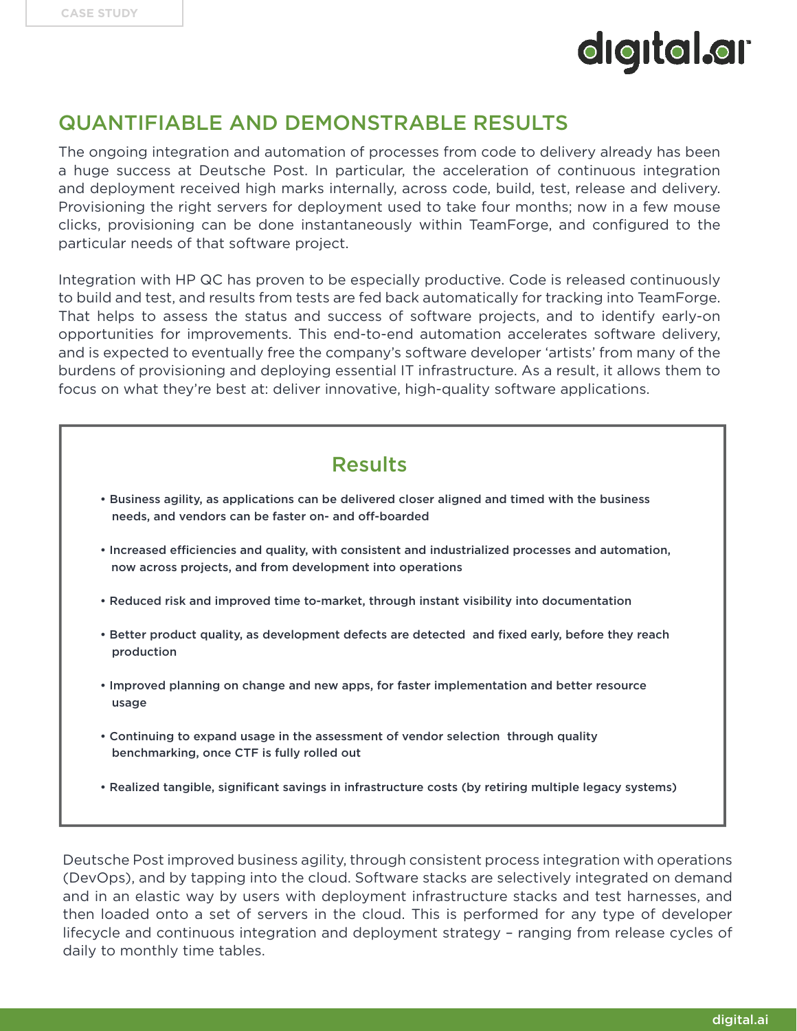## QUANTIFIABLE AND DEMONSTRABLE RESULTS

The ongoing integration and automation of processes from code to delivery already has been a huge success at Deutsche Post. In particular, the acceleration of continuous integration and deployment received high marks internally, across code, build, test, release and delivery. Provisioning the right servers for deployment used to take four months; now in a few mouse clicks, provisioning can be done instantaneously within TeamForge, and configured to the particular needs of that software project.

Integration with HP QC has proven to be especially productive. Code is released continuously to build and test, and results from tests are fed back automatically for tracking into TeamForge. That helps to assess the status and success of software projects, and to identify early-on opportunities for improvements. This end-to-end automation accelerates software delivery, and is expected to eventually free the company's software developer 'artists' from many of the burdens of provisioning and deploying essential IT infrastructure. As a result, it allows them to focus on what they're best at: deliver innovative, high-quality software applications.

### Results

- **Business agility, as applications can be delivered closer aligned and timed with the business needs, and vendors can be faster on- and off-boarded**
- **Increased efficiencies and quality, with consistent and industrialized processes and automation, now across projects, and from development into operations**
- **Reduced risk and improved time to-market, through instant visibility into documentation**
- **Better product quality, as development defects are detected and fixed early, before they reach production**
- **Improved planning on change and new apps, for faster implementation and better resource usage**
- **Continuing to expand usage in the assessment of vendor selection through quality benchmarking, once CTF is fully rolled out**
- **Realized tangible, significant savings in infrastructure costs (by retiring multiple legacy systems)**

Deutsche Post improved business agility, through consistent process integration with operations (DevOps), and by tapping into the cloud. Software stacks are selectively integrated on demand and in an elastic way by users with deployment infrastructure stacks and test harnesses, and then loaded onto a set of servers in the cloud. This is performed for any type of developer lifecycle and continuous integration and deployment strategy – ranging from release cycles of daily to monthly time tables.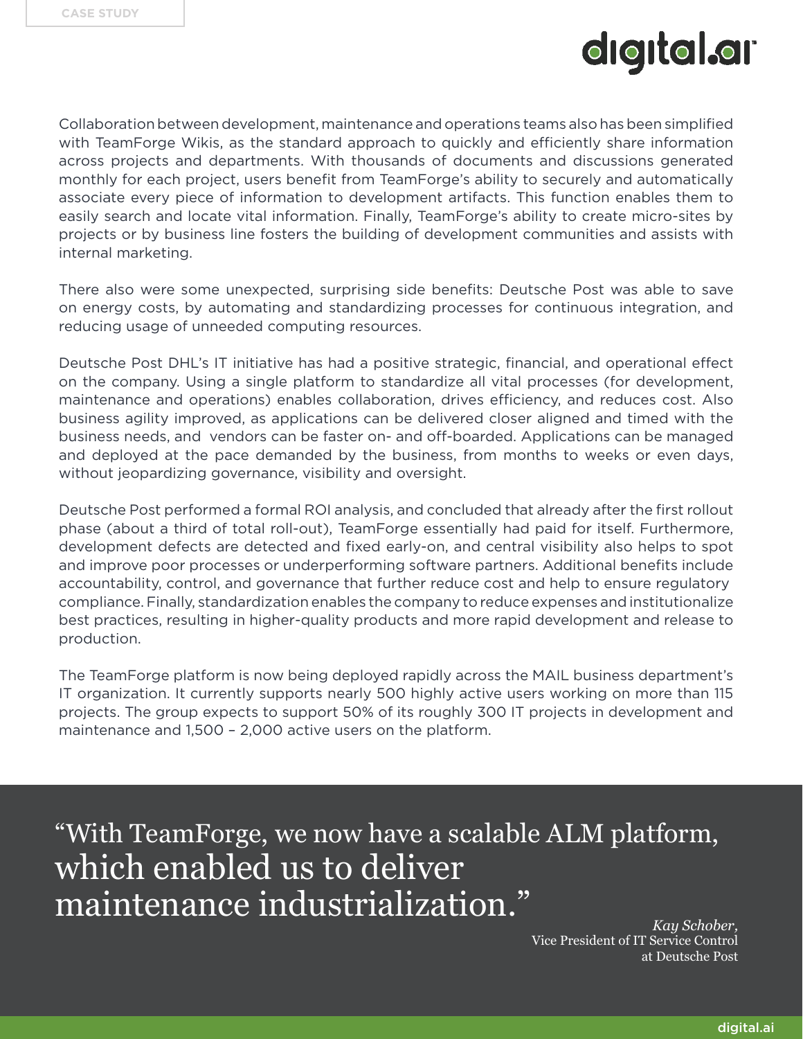Collaboration between development, maintenance and operations teams also has been simplified with TeamForge Wikis, as the standard approach to quickly and efficiently share information across projects and departments. With thousands of documents and discussions generated monthly for each project, users benefit from TeamForge's ability to securely and automatically associate every piece of information to development artifacts. This function enables them to easily search and locate vital information. Finally, TeamForge's ability to create micro-sites by projects or by business line fosters the building of development communities and assists with internal marketing.

There also were some unexpected, surprising side benefits: Deutsche Post was able to save on energy costs, by automating and standardizing processes for continuous integration, and reducing usage of unneeded computing resources.

Deutsche Post DHL's IT initiative has had a positive strategic, financial, and operational effect on the company. Using a single platform to standardize all vital processes (for development, maintenance and operations) enables collaboration, drives efficiency, and reduces cost. Also business agility improved, as applications can be delivered closer aligned and timed with the business needs, and vendors can be faster on- and off-boarded. Applications can be managed and deployed at the pace demanded by the business, from months to weeks or even days, without jeopardizing governance, visibility and oversight.

Deutsche Post performed a formal ROI analysis, and concluded that already after the first rollout phase (about a third of total roll-out), TeamForge essentially had paid for itself. Furthermore, development defects are detected and fixed early-on, and central visibility also helps to spot and improve poor processes or underperforming software partners. Additional benefits include accountability, control, and governance that further reduce cost and help to ensure regulatory compliance. Finally, standardization enables the company to reduce expenses and institutionalize best practices, resulting in higher-quality products and more rapid development and release to production.

The TeamForge platform is now being deployed rapidly across the MAIL business department's IT organization. It currently supports nearly 500 highly active users working on more than 115 projects. The group expects to support 50% of its roughly 300 IT projects in development and maintenance and 1,500 – 2,000 active users on the platform.

> "With TeamForge, we now have a scalable ALM platform, which enabled us to deliver maintenance industrialization."
>
> *Kay Schober,*
> Vice President of IT Service Control
> at Deutsche Post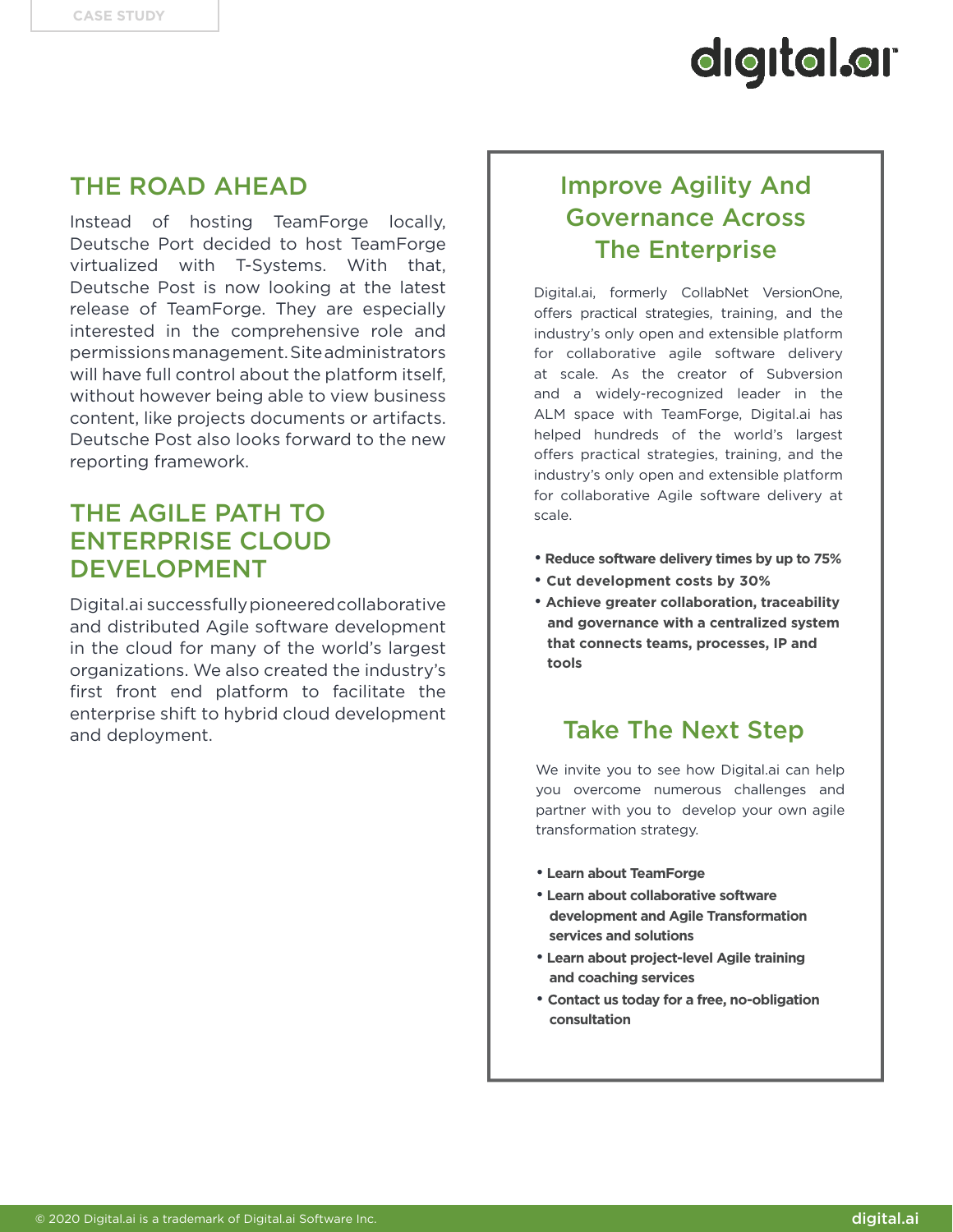## THE ROAD AHEAD

Instead of hosting TeamForge locally, Deutsche Port decided to host TeamForge virtualized with T-Systems. With that, Deutsche Post is now looking at the latest release of TeamForge. They are especially interested in the comprehensive role and permissions management. Site administrators will have full control about the platform itself, without however being able to view business content, like projects documents or artifacts. Deutsche Post also looks forward to the new reporting framework.

## THE AGILE PATH TO ENTERPRISE CLOUD DEVELOPMENT

Digital.ai successfully pioneered collaborative and distributed Agile software development in the cloud for many of the world's largest organizations. We also created the industry's first front end platform to facilitate the enterprise shift to hybrid cloud development and deployment.

## Improve Agility And Governance Across The Enterprise

Digital.ai, formerly CollabNet VersionOne, offers practical strategies, training, and the industry's only open and extensible platform for collaborative agile software delivery at scale. As the creator of Subversion and a widely-recognized leader in the ALM space with TeamForge, Digital.ai has helped hundreds of the world's largest offers practical strategies, training, and the industry's only open and extensible platform for collaborative Agile software delivery at scale.

- **Reduce software delivery times by up to 75%**
- **Cut development costs by 30%**
- **Achieve greater collaboration, traceability and governance with a centralized system that connects teams, processes, IP and tools**

## Take The Next Step

We invite you to see how Digital.ai can help you overcome numerous challenges and partner with you to develop your own agile transformation strategy.

- **Learn about TeamForge**
- **Learn about collaborative software development and Agile Transformation services and solutions**
- **Learn about project-level Agile training and coaching services**
- **Contact us today for a free, no-obligation consultation**

© 2020 Digital.ai is a trademark of Digital.ai Software Inc.